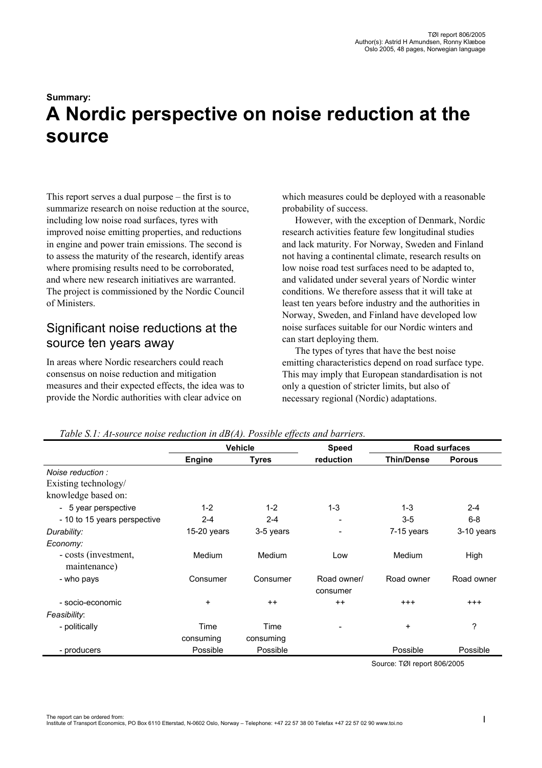TØI report 806/2005
Author(s): Astrid H Amundsen, Ronny Klæboe
Oslo 2005, 48 pages, Norwegian language

**Summary:**

# A Nordic perspective on noise reduction at the source

This report serves a dual purpose – the first is to summarize research on noise reduction at the source, including low noise road surfaces, tyres with improved noise emitting properties, and reductions in engine and power train emissions. The second is to assess the maturity of the research, identify areas where promising results need to be corroborated, and where new research initiatives are warranted. The project is commissioned by the Nordic Council of Ministers.

## Significant noise reductions at the source ten years away

In areas where Nordic researchers could reach consensus on noise reduction and mitigation measures and their expected effects, the idea was to provide the Nordic authorities with clear advice on which measures could be deployed with a reasonable probability of success.

However, with the exception of Denmark, Nordic research activities feature few longitudinal studies and lack maturity. For Norway, Sweden and Finland not having a continental climate, research results on low noise road test surfaces need to be adapted to, and validated under several years of Nordic winter conditions. We therefore assess that it will take at least ten years before industry and the authorities in Norway, Sweden, and Finland have developed low noise surfaces suitable for our Nordic winters and can start deploying them.

The types of tyres that have the best noise emitting characteristics depend on road surface type. This may imply that European standardisation is not only a question of stricter limits, but also of necessary regional (Nordic) adaptations.

*Table S.1: At-source noise reduction in dB(A). Possible effects and barriers.*

| | Vehicle | | Speed | Road surfaces | |
|---|---|---|---|---|---|
| | **Engine** | **Tyres** | **reduction** | **Thin/Dense** | **Porous** |
| *Noise reduction :* | | | | | |
| Existing technology/ knowledge based on: | | | | | |
| - 5 year perspective | 1-2 | 1-2 | 1-3 | 1-3 | 2-4 |
| - 10 to 15 years perspective | 2-4 | 2-4 | - | 3-5 | 6-8 |
| *Durability:* | 15-20 years | 3-5 years | - | 7-15 years | 3-10 years |
| *Economy:* | | | | | |
| - costs (investment, maintenance) | Medium | Medium | Low | Medium | High |
| - who pays | Consumer | Consumer | Road owner/ consumer | Road owner | Road owner |
| - socio-economic | + | ++ | ++ | +++ | +++ |
| *Feasibility*: | | | | | |
| - politically | Time consuming | Time consuming | - | + | ? |
| - producers | Possible | Possible | | Possible | Possible |

Source: TØI report 806/2005

The report can be ordered from:
Institute of Transport Economics, PO Box 6110 Etterstad, N-0602 Oslo, Norway – Telephone: +47 22 57 38 00 Telefax +47 22 57 02 90 www.toi.no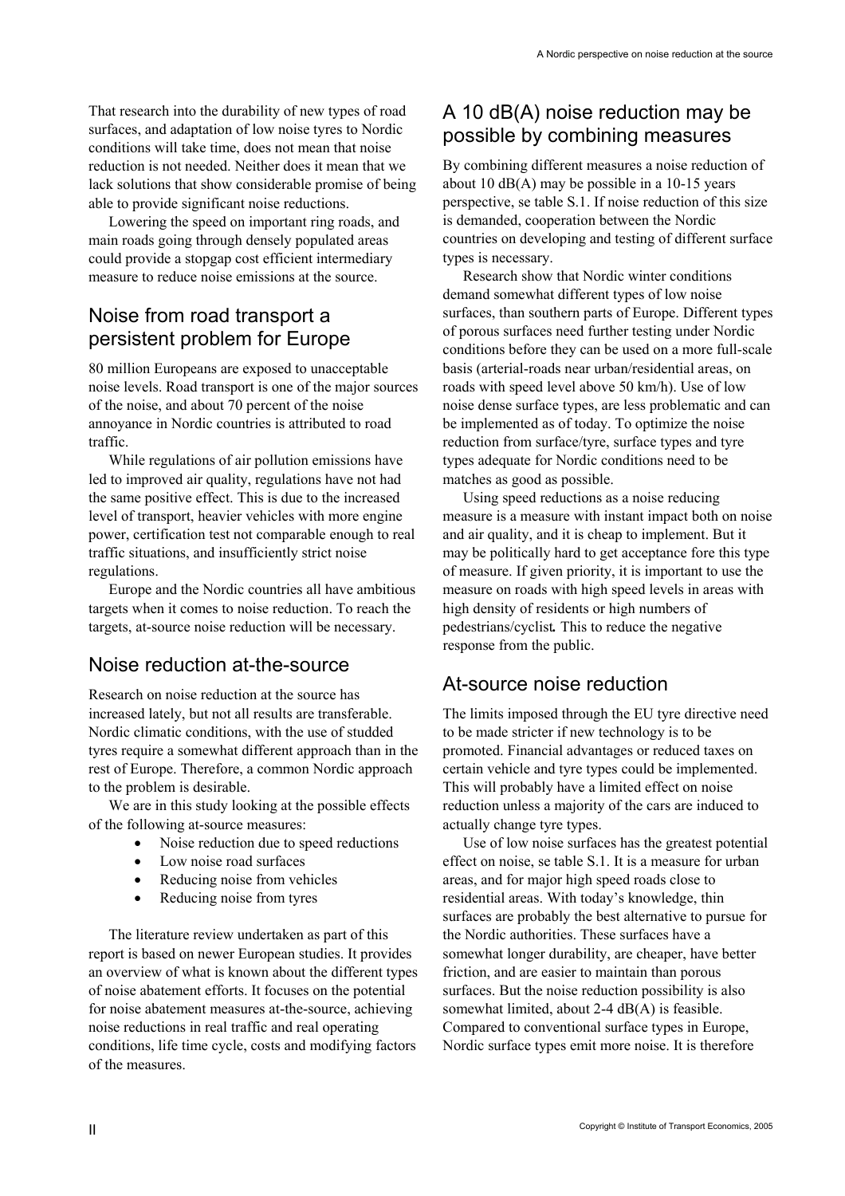That research into the durability of new types of road surfaces, and adaptation of low noise tyres to Nordic conditions will take time, does not mean that noise reduction is not needed. Neither does it mean that we lack solutions that show considerable promise of being able to provide significant noise reductions.

Lowering the speed on important ring roads, and main roads going through densely populated areas could provide a stopgap cost efficient intermediary measure to reduce noise emissions at the source.

## Noise from road transport a persistent problem for Europe

80 million Europeans are exposed to unacceptable noise levels. Road transport is one of the major sources of the noise, and about 70 percent of the noise annoyance in Nordic countries is attributed to road traffic.

While regulations of air pollution emissions have led to improved air quality, regulations have not had the same positive effect. This is due to the increased level of transport, heavier vehicles with more engine power, certification test not comparable enough to real traffic situations, and insufficiently strict noise regulations.

Europe and the Nordic countries all have ambitious targets when it comes to noise reduction. To reach the targets, at-source noise reduction will be necessary.

## Noise reduction at-the-source

Research on noise reduction at the source has increased lately, but not all results are transferable. Nordic climatic conditions, with the use of studded tyres require a somewhat different approach than in the rest of Europe. Therefore, a common Nordic approach to the problem is desirable.

We are in this study looking at the possible effects of the following at-source measures:

- Noise reduction due to speed reductions
- Low noise road surfaces
- Reducing noise from vehicles
- Reducing noise from tyres

The literature review undertaken as part of this report is based on newer European studies. It provides an overview of what is known about the different types of noise abatement efforts. It focuses on the potential for noise abatement measures at-the-source, achieving noise reductions in real traffic and real operating conditions, life time cycle, costs and modifying factors of the measures.

## A 10 dB(A) noise reduction may be possible by combining measures

By combining different measures a noise reduction of about 10 dB(A) may be possible in a 10-15 years perspective, se table S.1. If noise reduction of this size is demanded, cooperation between the Nordic countries on developing and testing of different surface types is necessary.

Research show that Nordic winter conditions demand somewhat different types of low noise surfaces, than southern parts of Europe. Different types of porous surfaces need further testing under Nordic conditions before they can be used on a more full-scale basis (arterial-roads near urban/residential areas, on roads with speed level above 50 km/h). Use of low noise dense surface types, are less problematic and can be implemented as of today. To optimize the noise reduction from surface/tyre, surface types and tyre types adequate for Nordic conditions need to be matches as good as possible.

Using speed reductions as a noise reducing measure is a measure with instant impact both on noise and air quality, and it is cheap to implement. But it may be politically hard to get acceptance fore this type of measure. If given priority, it is important to use the measure on roads with high speed levels in areas with high density of residents or high numbers of pedestrians/cyclist**.** This to reduce the negative response from the public.

## At-source noise reduction

The limits imposed through the EU tyre directive need to be made stricter if new technology is to be promoted. Financial advantages or reduced taxes on certain vehicle and tyre types could be implemented. This will probably have a limited effect on noise reduction unless a majority of the cars are induced to actually change tyre types.

Use of low noise surfaces has the greatest potential effect on noise, se table S.1. It is a measure for urban areas, and for major high speed roads close to residential areas. With today's knowledge, thin surfaces are probably the best alternative to pursue for the Nordic authorities. These surfaces have a somewhat longer durability, are cheaper, have better friction, and are easier to maintain than porous surfaces. But the noise reduction possibility is also somewhat limited, about 2-4 dB(A) is feasible. Compared to conventional surface types in Europe, Nordic surface types emit more noise. It is therefore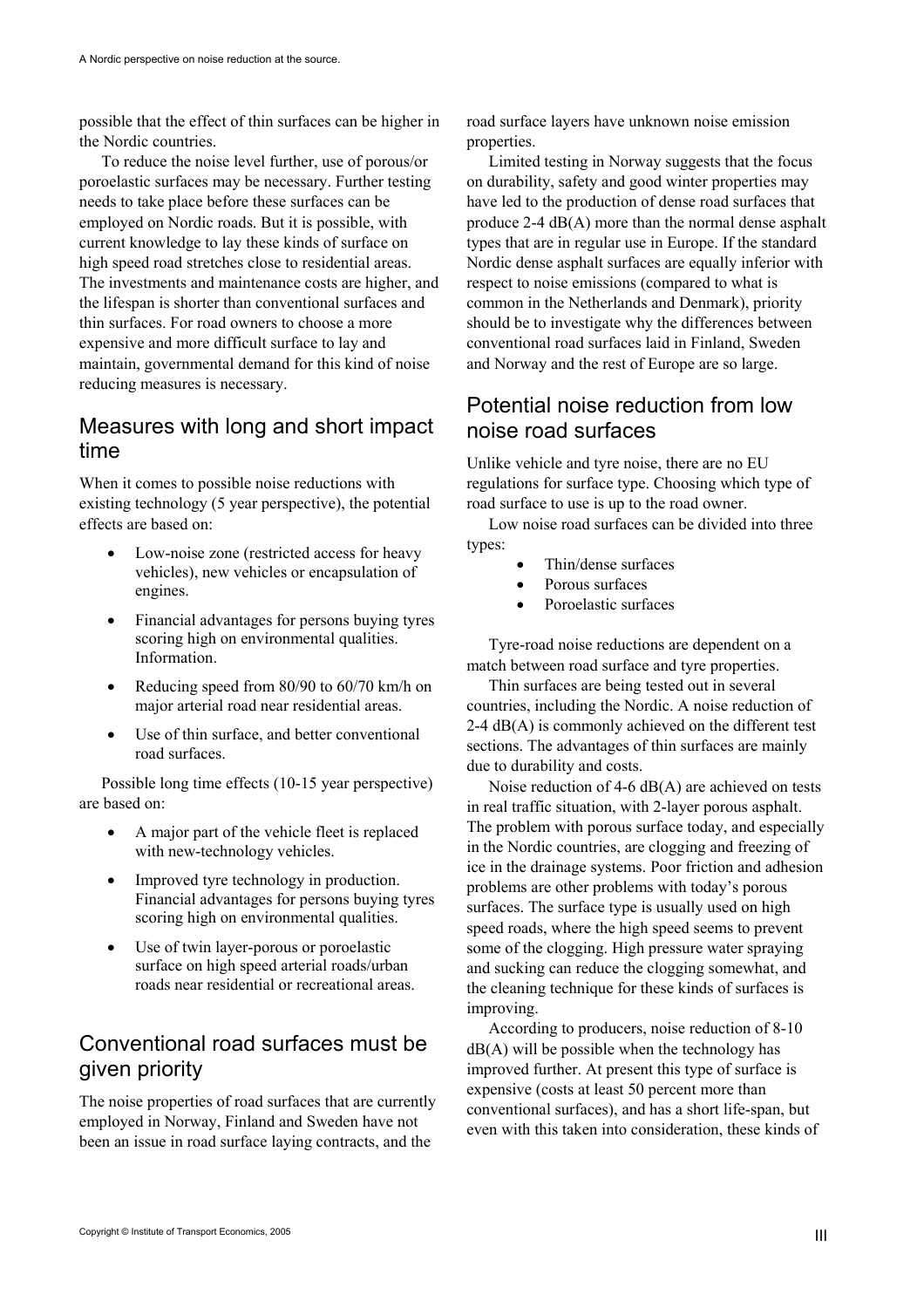possible that the effect of thin surfaces can be higher in the Nordic countries.

To reduce the noise level further, use of porous/or poroelastic surfaces may be necessary. Further testing needs to take place before these surfaces can be employed on Nordic roads. But it is possible, with current knowledge to lay these kinds of surface on high speed road stretches close to residential areas. The investments and maintenance costs are higher, and the lifespan is shorter than conventional surfaces and thin surfaces. For road owners to choose a more expensive and more difficult surface to lay and maintain, governmental demand for this kind of noise reducing measures is necessary.

## Measures with long and short impact time

When it comes to possible noise reductions with existing technology (5 year perspective), the potential effects are based on:

- Low-noise zone (restricted access for heavy vehicles), new vehicles or encapsulation of engines.
- Financial advantages for persons buying tyres scoring high on environmental qualities. Information.
- Reducing speed from 80/90 to 60/70 km/h on major arterial road near residential areas.
- Use of thin surface, and better conventional road surfaces.

Possible long time effects (10-15 year perspective) are based on:

- A major part of the vehicle fleet is replaced with new-technology vehicles.
- Improved tyre technology in production. Financial advantages for persons buying tyres scoring high on environmental qualities.
- Use of twin layer-porous or poroelastic surface on high speed arterial roads/urban roads near residential or recreational areas.

## Conventional road surfaces must be given priority

The noise properties of road surfaces that are currently employed in Norway, Finland and Sweden have not been an issue in road surface laying contracts, and the road surface layers have unknown noise emission properties.

Limited testing in Norway suggests that the focus on durability, safety and good winter properties may have led to the production of dense road surfaces that produce 2-4 dB(A) more than the normal dense asphalt types that are in regular use in Europe. If the standard Nordic dense asphalt surfaces are equally inferior with respect to noise emissions (compared to what is common in the Netherlands and Denmark), priority should be to investigate why the differences between conventional road surfaces laid in Finland, Sweden and Norway and the rest of Europe are so large.

## Potential noise reduction from low noise road surfaces

Unlike vehicle and tyre noise, there are no EU regulations for surface type. Choosing which type of road surface to use is up to the road owner.

Low noise road surfaces can be divided into three types:

- Thin/dense surfaces
- Porous surfaces
- Poroelastic surfaces

Tyre-road noise reductions are dependent on a match between road surface and tyre properties.

Thin surfaces are being tested out in several countries, including the Nordic. A noise reduction of 2-4 dB(A) is commonly achieved on the different test sections. The advantages of thin surfaces are mainly due to durability and costs.

Noise reduction of 4-6 dB(A) are achieved on tests in real traffic situation, with 2-layer porous asphalt. The problem with porous surface today, and especially in the Nordic countries, are clogging and freezing of ice in the drainage systems. Poor friction and adhesion problems are other problems with today's porous surfaces. The surface type is usually used on high speed roads, where the high speed seems to prevent some of the clogging. High pressure water spraying and sucking can reduce the clogging somewhat, and the cleaning technique for these kinds of surfaces is improving.

According to producers, noise reduction of 8-10 dB(A) will be possible when the technology has improved further. At present this type of surface is expensive (costs at least 50 percent more than conventional surfaces), and has a short life-span, but even with this taken into consideration, these kinds of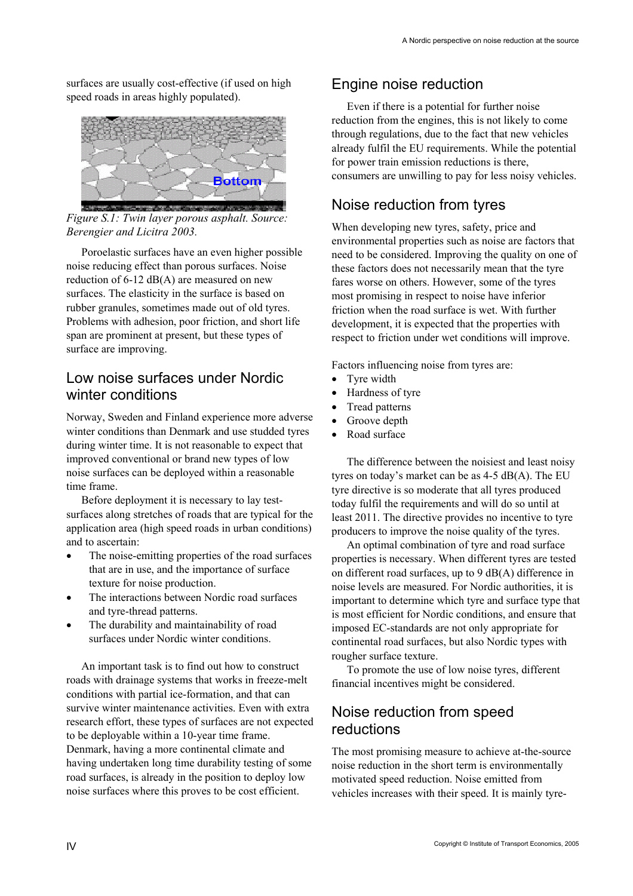surfaces are usually cost-effective (if used on high speed roads in areas highly populated).

*Figure S.1: Twin layer porous asphalt. Source: Berengier and Licitra 2003.*

Poroelastic surfaces have an even higher possible noise reducing effect than porous surfaces. Noise reduction of 6-12 dB(A) are measured on new surfaces. The elasticity in the surface is based on rubber granules, sometimes made out of old tyres. Problems with adhesion, poor friction, and short life span are prominent at present, but these types of surface are improving.

## Low noise surfaces under Nordic winter conditions

Norway, Sweden and Finland experience more adverse winter conditions than Denmark and use studded tyres during winter time. It is not reasonable to expect that improved conventional or brand new types of low noise surfaces can be deployed within a reasonable time frame.

Before deployment it is necessary to lay test-surfaces along stretches of roads that are typical for the application area (high speed roads in urban conditions) and to ascertain:

- The noise-emitting properties of the road surfaces that are in use, and the importance of surface texture for noise production.
- The interactions between Nordic road surfaces and tyre-thread patterns.
- The durability and maintainability of road surfaces under Nordic winter conditions.

An important task is to find out how to construct roads with drainage systems that works in freeze-melt conditions with partial ice-formation, and that can survive winter maintenance activities. Even with extra research effort, these types of surfaces are not expected to be deployable within a 10-year time frame. Denmark, having a more continental climate and having undertaken long time durability testing of some road surfaces, is already in the position to deploy low noise surfaces where this proves to be cost efficient.

## Engine noise reduction

Even if there is a potential for further noise reduction from the engines, this is not likely to come through regulations, due to the fact that new vehicles already fulfil the EU requirements. While the potential for power train emission reductions is there, consumers are unwilling to pay for less noisy vehicles.

## Noise reduction from tyres

When developing new tyres, safety, price and environmental properties such as noise are factors that need to be considered. Improving the quality on one of these factors does not necessarily mean that the tyre fares worse on others. However, some of the tyres most promising in respect to noise have inferior friction when the road surface is wet. With further development, it is expected that the properties with respect to friction under wet conditions will improve.

Factors influencing noise from tyres are:

- Tyre width
- Hardness of tyre
- Tread patterns
- Groove depth
- Road surface

The difference between the noisiest and least noisy tyres on today's market can be as 4-5 dB(A). The EU tyre directive is so moderate that all tyres produced today fulfil the requirements and will do so until at least 2011. The directive provides no incentive to tyre producers to improve the noise quality of the tyres.

An optimal combination of tyre and road surface properties is necessary. When different tyres are tested on different road surfaces, up to 9 dB(A) difference in noise levels are measured. For Nordic authorities, it is important to determine which tyre and surface type that is most efficient for Nordic conditions, and ensure that imposed EC-standards are not only appropriate for continental road surfaces, but also Nordic types with rougher surface texture.

To promote the use of low noise tyres, different financial incentives might be considered.

## Noise reduction from speed reductions

The most promising measure to achieve at-the-source noise reduction in the short term is environmentally motivated speed reduction. Noise emitted from vehicles increases with their speed. It is mainly tyre-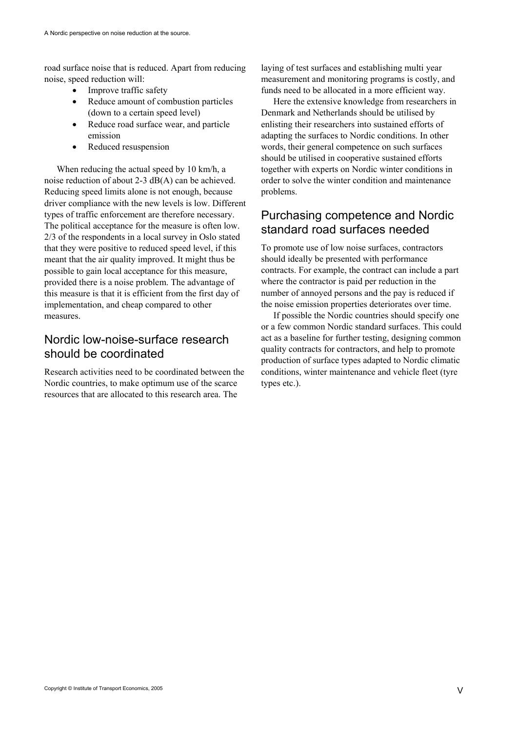road surface noise that is reduced. Apart from reducing noise, speed reduction will:

- Improve traffic safety
- Reduce amount of combustion particles (down to a certain speed level)
- Reduce road surface wear, and particle emission
- Reduced resuspension

When reducing the actual speed by 10 km/h, a noise reduction of about 2-3 dB(A) can be achieved. Reducing speed limits alone is not enough, because driver compliance with the new levels is low. Different types of traffic enforcement are therefore necessary. The political acceptance for the measure is often low. 2/3 of the respondents in a local survey in Oslo stated that they were positive to reduced speed level, if this meant that the air quality improved. It might thus be possible to gain local acceptance for this measure, provided there is a noise problem. The advantage of this measure is that it is efficient from the first day of implementation, and cheap compared to other measures.

## Nordic low-noise-surface research should be coordinated

Research activities need to be coordinated between the Nordic countries, to make optimum use of the scarce resources that are allocated to this research area. The laying of test surfaces and establishing multi year measurement and monitoring programs is costly, and funds need to be allocated in a more efficient way.

Here the extensive knowledge from researchers in Denmark and Netherlands should be utilised by enlisting their researchers into sustained efforts of adapting the surfaces to Nordic conditions. In other words, their general competence on such surfaces should be utilised in cooperative sustained efforts together with experts on Nordic winter conditions in order to solve the winter condition and maintenance problems.

## Purchasing competence and Nordic standard road surfaces needed

To promote use of low noise surfaces, contractors should ideally be presented with performance contracts. For example, the contract can include a part where the contractor is paid per reduction in the number of annoyed persons and the pay is reduced if the noise emission properties deteriorates over time.

If possible the Nordic countries should specify one or a few common Nordic standard surfaces. This could act as a baseline for further testing, designing common quality contracts for contractors, and help to promote production of surface types adapted to Nordic climatic conditions, winter maintenance and vehicle fleet (tyre types etc.).